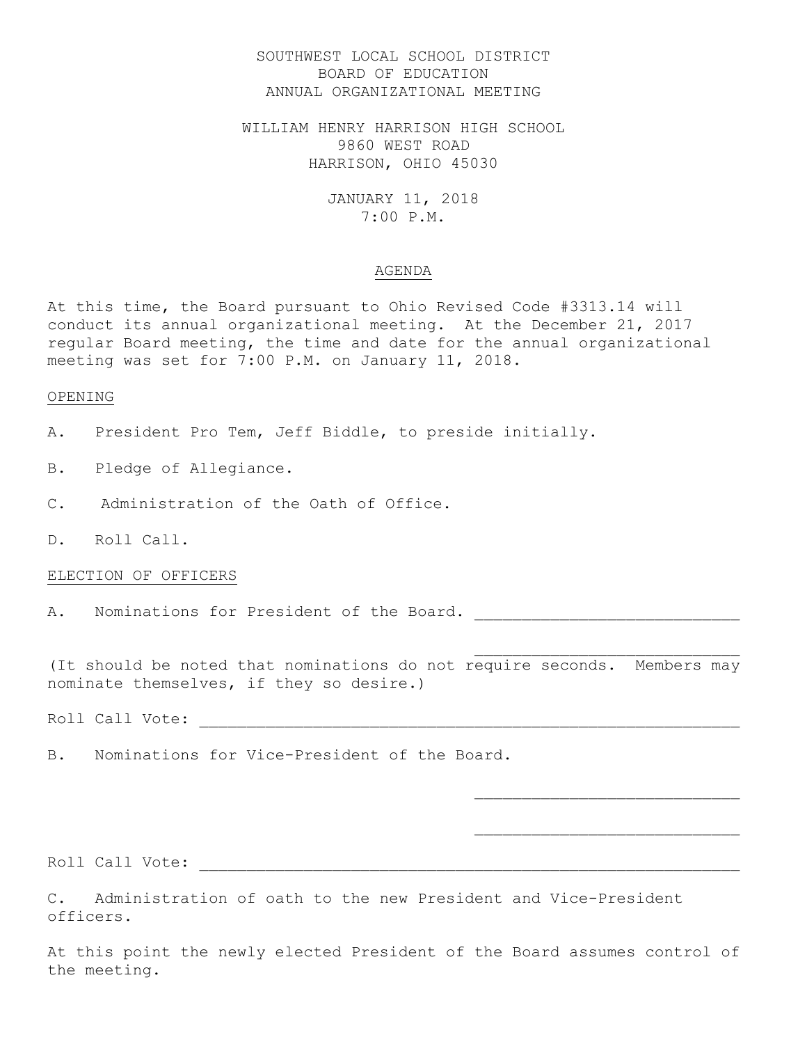SOUTHWEST LOCAL SCHOOL DISTRICT
BOARD OF EDUCATION
ANNUAL ORGANIZATIONAL MEETING

WILLIAM HENRY HARRISON HIGH SCHOOL
9860 WEST ROAD
HARRISON, OHIO 45030

JANUARY 11, 2018
7:00 P.M.

# AGENDA

At this time, the Board pursuant to Ohio Revised Code #3313.14 will conduct its annual organizational meeting. At the December 21, 2017 regular Board meeting, the time and date for the annual organizational meeting was set for 7:00 P.M. on January 11, 2018.

## OPENING

A. President Pro Tem, Jeff Biddle, to preside initially.

B. Pledge of Allegiance.

C. Administration of the Oath of Office.

D. Roll Call.

## ELECTION OF OFFICERS

A. Nominations for President of the Board. ___________________________

___________________________

(It should be noted that nominations do not require seconds. Members may nominate themselves, if they so desire.)

Roll Call Vote: ________________________________________________________

B. Nominations for Vice-President of the Board.

___________________________

___________________________

Roll Call Vote: ________________________________________________________

C. Administration of oath to the new President and Vice-President officers.

At this point the newly elected President of the Board assumes control of the meeting.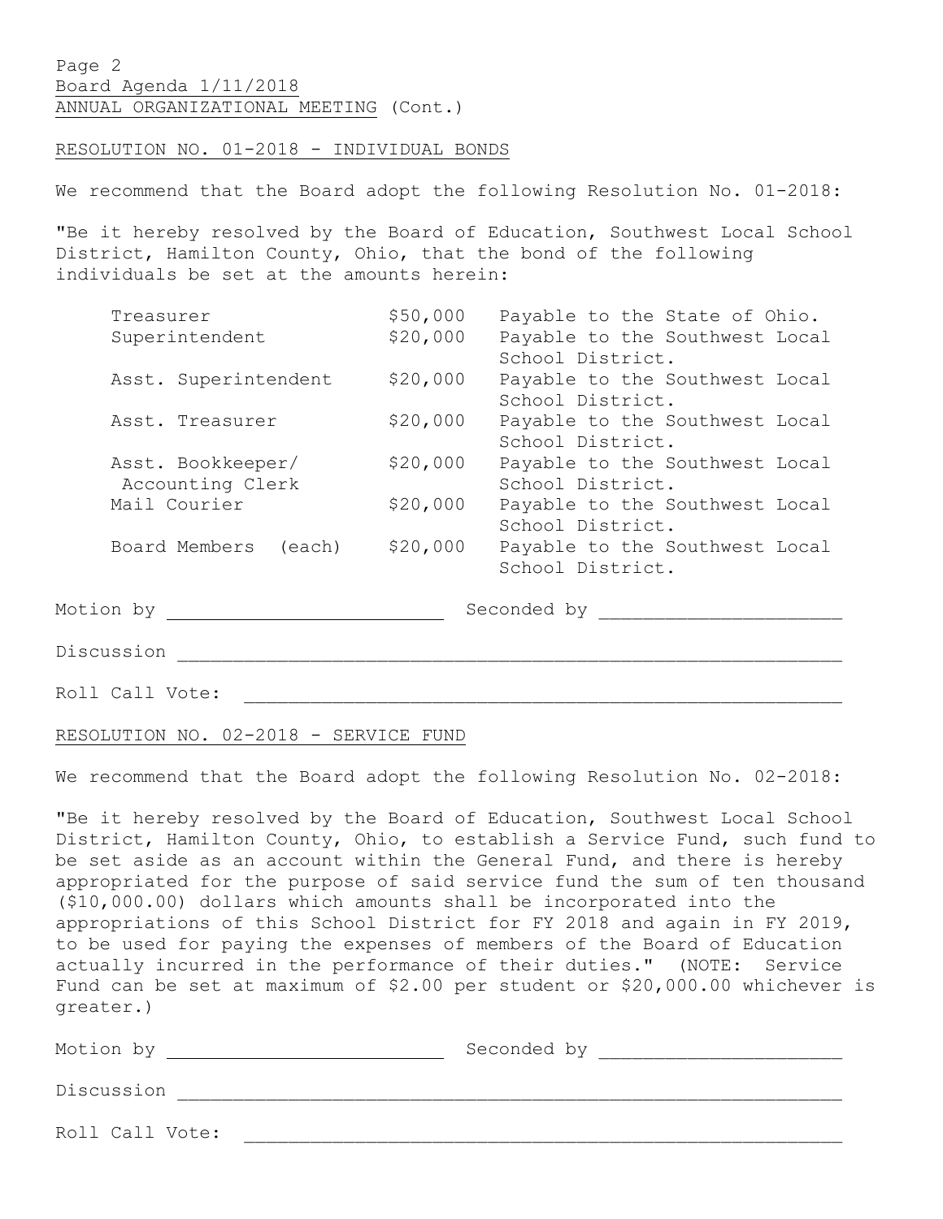Board Agenda 1/11/2018
ANNUAL ORGANIZATIONAL MEETING (Cont.)

RESOLUTION NO. 01-2018 - INDIVIDUAL BONDS

We recommend that the Board adopt the following Resolution No. 01-2018:

"Be it hereby resolved by the Board of Education, Southwest Local School District, Hamilton County, Ohio, that the bond of the following individuals be set at the amounts herein:

| | | |
|---|---|---|
| Treasurer | $50,000 | Payable to the State of Ohio. |
| Superintendent | $20,000 | Payable to the Southwest Local School District. |
| Asst. Superintendent | $20,000 | Payable to the Southwest Local School District. |
| Asst. Treasurer | $20,000 | Payable to the Southwest Local School District. |
| Asst. Bookkeeper/ Accounting Clerk | $20,000 | Payable to the Southwest Local School District. |
| Mail Courier | $20,000 | Payable to the Southwest Local School District. |
| Board Members (each) | $20,000 | Payable to the Southwest Local School District. |

Motion by ____________________ Seconded by ____________________

Discussion ________________________________________________

Roll Call Vote: ________________________________________________

RESOLUTION NO. 02-2018 - SERVICE FUND

We recommend that the Board adopt the following Resolution No. 02-2018:

"Be it hereby resolved by the Board of Education, Southwest Local School District, Hamilton County, Ohio, to establish a Service Fund, such fund to be set aside as an account within the General Fund, and there is hereby appropriated for the purpose of said service fund the sum of ten thousand ($10,000.00) dollars which amounts shall be incorporated into the appropriations of this School District for FY 2018 and again in FY 2019, to be used for paying the expenses of members of the Board of Education actually incurred in the performance of their duties." (NOTE: Service Fund can be set at maximum of $2.00 per student or $20,000.00 whichever is greater.)

Motion by ____________________ Seconded by ____________________

Discussion ________________________________________________

Roll Call Vote: ________________________________________________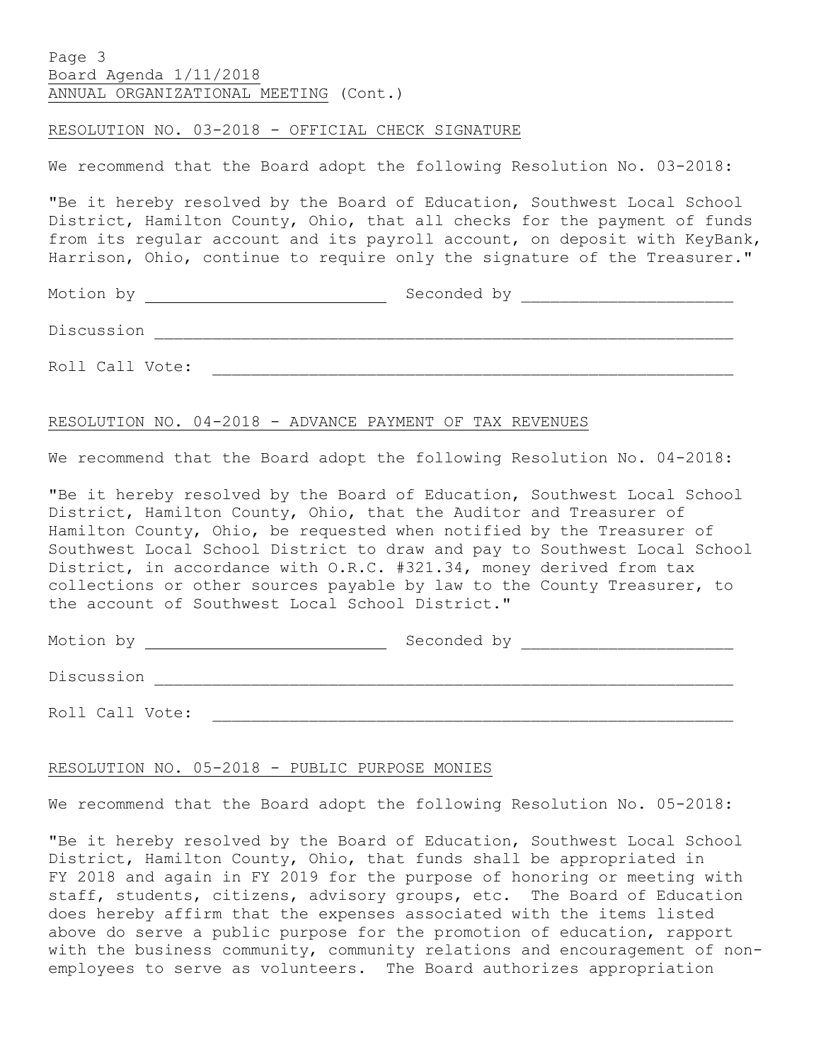Page 3
Board Agenda 1/11/2018
ANNUAL ORGANIZATIONAL MEETING (Cont.)

## RESOLUTION NO. 03-2018 - OFFICIAL CHECK SIGNATURE

We recommend that the Board adopt the following Resolution No. 03-2018:

"Be it hereby resolved by the Board of Education, Southwest Local School District, Hamilton County, Ohio, that all checks for the payment of funds from its regular account and its payroll account, on deposit with KeyBank, Harrison, Ohio, continue to require only the signature of the Treasurer."

Motion by ______________________ Seconded by ______________________

Discussion ____________________________________________________________

Roll Call Vote: ______________________________________________________

## RESOLUTION NO. 04-2018 - ADVANCE PAYMENT OF TAX REVENUES

We recommend that the Board adopt the following Resolution No. 04-2018:

"Be it hereby resolved by the Board of Education, Southwest Local School District, Hamilton County, Ohio, that the Auditor and Treasurer of Hamilton County, Ohio, be requested when notified by the Treasurer of Southwest Local School District to draw and pay to Southwest Local School District, in accordance with O.R.C. #321.34, money derived from tax collections or other sources payable by law to the County Treasurer, to the account of Southwest Local School District."

Motion by ______________________ Seconded by ______________________

Discussion ____________________________________________________________

Roll Call Vote: ______________________________________________________

## RESOLUTION NO. 05-2018 - PUBLIC PURPOSE MONIES

We recommend that the Board adopt the following Resolution No. 05-2018:

"Be it hereby resolved by the Board of Education, Southwest Local School District, Hamilton County, Ohio, that funds shall be appropriated in FY 2018 and again in FY 2019 for the purpose of honoring or meeting with staff, students, citizens, advisory groups, etc. The Board of Education does hereby affirm that the expenses associated with the items listed above do serve a public purpose for the promotion of education, rapport with the business community, community relations and encouragement of non-employees to serve as volunteers. The Board authorizes appropriation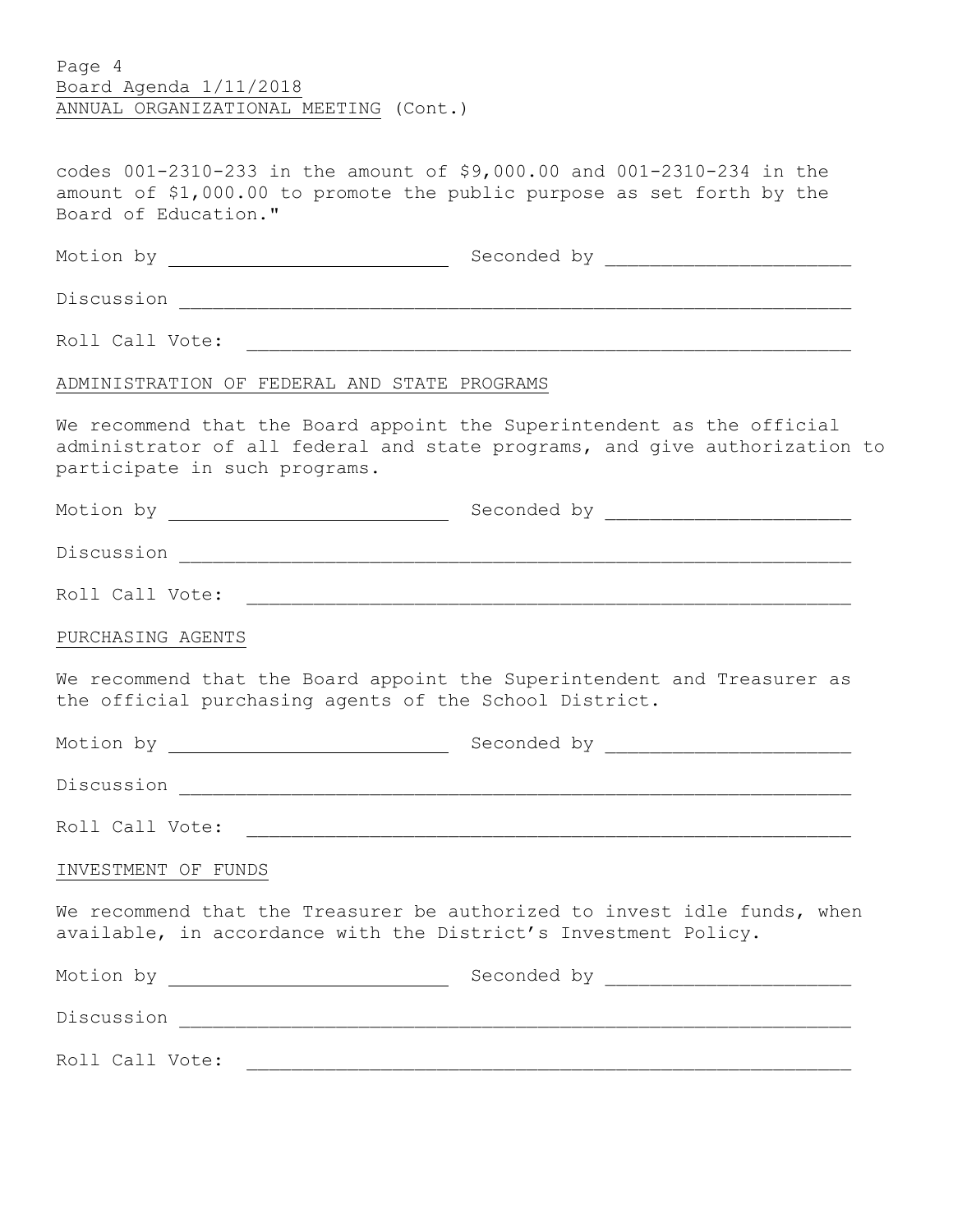codes 001-2310-233 in the amount of $9,000.00 and 001-2310-234 in the amount of $1,000.00 to promote the public purpose as set forth by the Board of Education."

Motion by ______________________ Seconded by ______________________

Discussion ______________________________________________________________

Roll Call Vote: ______________________________________________________

ADMINISTRATION OF FEDERAL AND STATE PROGRAMS

We recommend that the Board appoint the Superintendent as the official administrator of all federal and state programs, and give authorization to participate in such programs.

Motion by ______________________ Seconded by ______________________

Discussion ______________________________________________________________

Roll Call Vote: ______________________________________________________

PURCHASING AGENTS

We recommend that the Board appoint the Superintendent and Treasurer as the official purchasing agents of the School District.

Motion by ______________________ Seconded by ______________________

Discussion ______________________________________________________________

Roll Call Vote: ______________________________________________________

INVESTMENT OF FUNDS

We recommend that the Treasurer be authorized to invest idle funds, when available, in accordance with the District's Investment Policy.

Motion by ______________________ Seconded by ______________________

Discussion ______________________________________________________________

Roll Call Vote: ______________________________________________________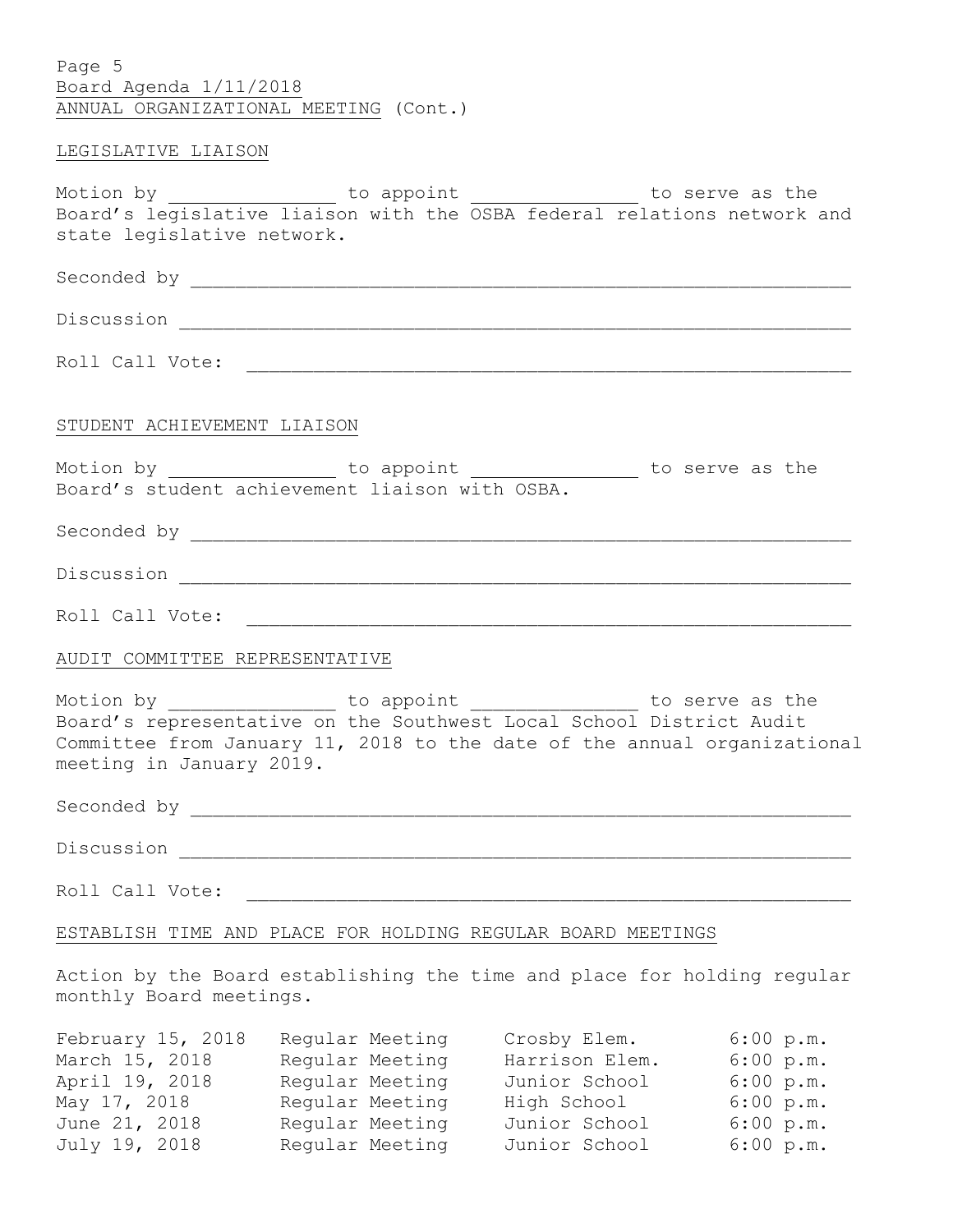ANNUAL ORGANIZATIONAL MEETING (Cont.)

## LEGISLATIVE LIAISON

Motion by _______________ to appoint _______________ to serve as the Board's legislative liaison with the OSBA federal relations network and state legislative network.

Seconded by ____________________________________________________________

Discussion ____________________________________________________________

Roll Call Vote: ______________________________________________________

## STUDENT ACHIEVEMENT LIAISON

Motion by _______________ to appoint _______________ to serve as the Board's student achievement liaison with OSBA.

Seconded by ____________________________________________________________

Discussion ____________________________________________________________

Roll Call Vote: ______________________________________________________

## AUDIT COMMITTEE REPRESENTATIVE

Motion by _______________ to appoint _______________ to serve as the Board's representative on the Southwest Local School District Audit Committee from January 11, 2018 to the date of the annual organizational meeting in January 2019.

Seconded by ____________________________________________________________

Discussion ____________________________________________________________

Roll Call Vote: ______________________________________________________

## ESTABLISH TIME AND PLACE FOR HOLDING REGULAR BOARD MEETINGS

Action by the Board establishing the time and place for holding regular monthly Board meetings.

| Date | Meeting | Location | Time |
|---|---|---|---|
| February 15, 2018 | Regular Meeting | Crosby Elem. | 6:00 p.m. |
| March 15, 2018 | Regular Meeting | Harrison Elem. | 6:00 p.m. |
| April 19, 2018 | Regular Meeting | Junior School | 6:00 p.m. |
| May 17, 2018 | Regular Meeting | High School | 6:00 p.m. |
| June 21, 2018 | Regular Meeting | Junior School | 6:00 p.m. |
| July 19, 2018 | Regular Meeting | Junior School | 6:00 p.m. |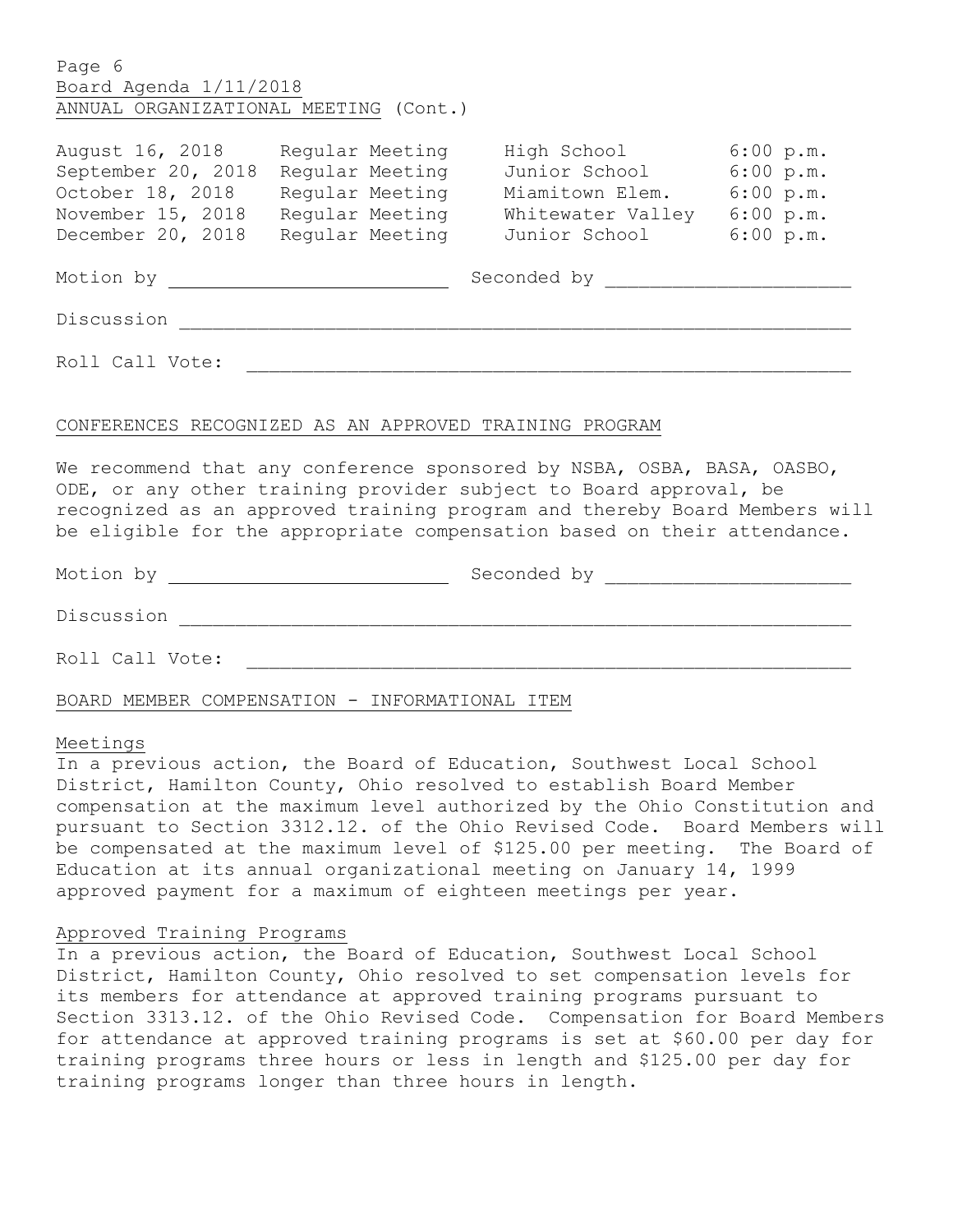ANNUAL ORGANIZATIONAL MEETING (Cont.)

| | | | |
|---|---|---|---|
| August 16, 2018 | Regular Meeting | High School | 6:00 p.m. |
| September 20, 2018 | Regular Meeting | Junior School | 6:00 p.m. |
| October 18, 2018 | Regular Meeting | Miamitown Elem. | 6:00 p.m. |
| November 15, 2018 | Regular Meeting | Whitewater Valley | 6:00 p.m. |
| December 20, 2018 | Regular Meeting | Junior School | 6:00 p.m. |

Motion by ________________________ Seconded by ______________________

Discussion ____________________________________________________________

Roll Call Vote: _______________________________________________________

## CONFERENCES RECOGNIZED AS AN APPROVED TRAINING PROGRAM

We recommend that any conference sponsored by NSBA, OSBA, BASA, OASBO, ODE, or any other training provider subject to Board approval, be recognized as an approved training program and thereby Board Members will be eligible for the appropriate compensation based on their attendance.

Motion by ________________________ Seconded by ______________________

Discussion ____________________________________________________________

Roll Call Vote: _______________________________________________________

## BOARD MEMBER COMPENSATION - INFORMATIONAL ITEM

### Meetings

In a previous action, the Board of Education, Southwest Local School District, Hamilton County, Ohio resolved to establish Board Member compensation at the maximum level authorized by the Ohio Constitution and pursuant to Section 3312.12. of the Ohio Revised Code. Board Members will be compensated at the maximum level of $125.00 per meeting. The Board of Education at its annual organizational meeting on January 14, 1999 approved payment for a maximum of eighteen meetings per year.

### Approved Training Programs

In a previous action, the Board of Education, Southwest Local School District, Hamilton County, Ohio resolved to set compensation levels for its members for attendance at approved training programs pursuant to Section 3313.12. of the Ohio Revised Code. Compensation for Board Members for attendance at approved training programs is set at $60.00 per day for training programs three hours or less in length and $125.00 per day for training programs longer than three hours in length.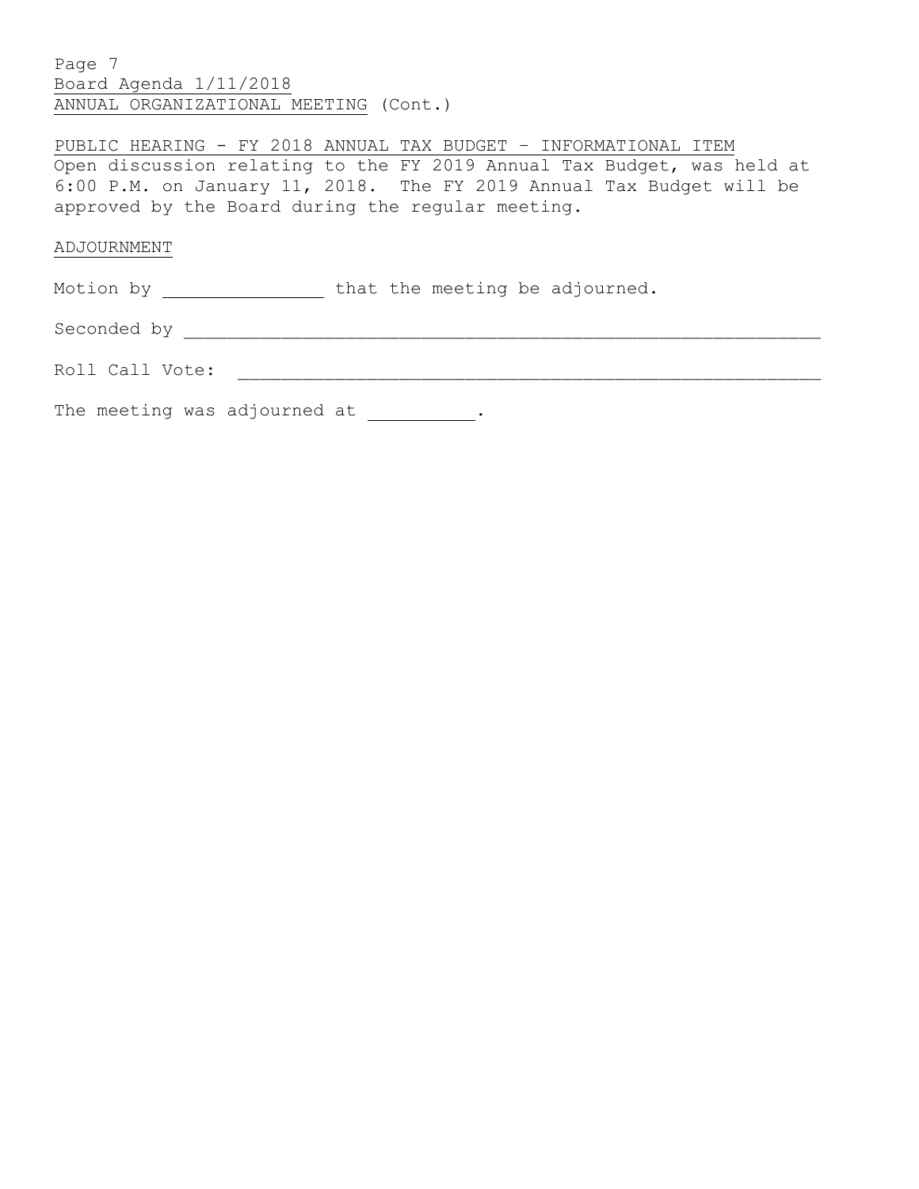PUBLIC HEARING - FY 2018 ANNUAL TAX BUDGET – INFORMATIONAL ITEM

Open discussion relating to the FY 2019 Annual Tax Budget, was held at 6:00 P.M. on January 11, 2018. The FY 2019 Annual Tax Budget will be approved by the Board during the regular meeting.

ADJOURNMENT

Motion by _______________ that the meeting be adjourned.

Seconded by ____________________________________________________________

Roll Call Vote: ______________________________________________________

The meeting was adjourned at __________.